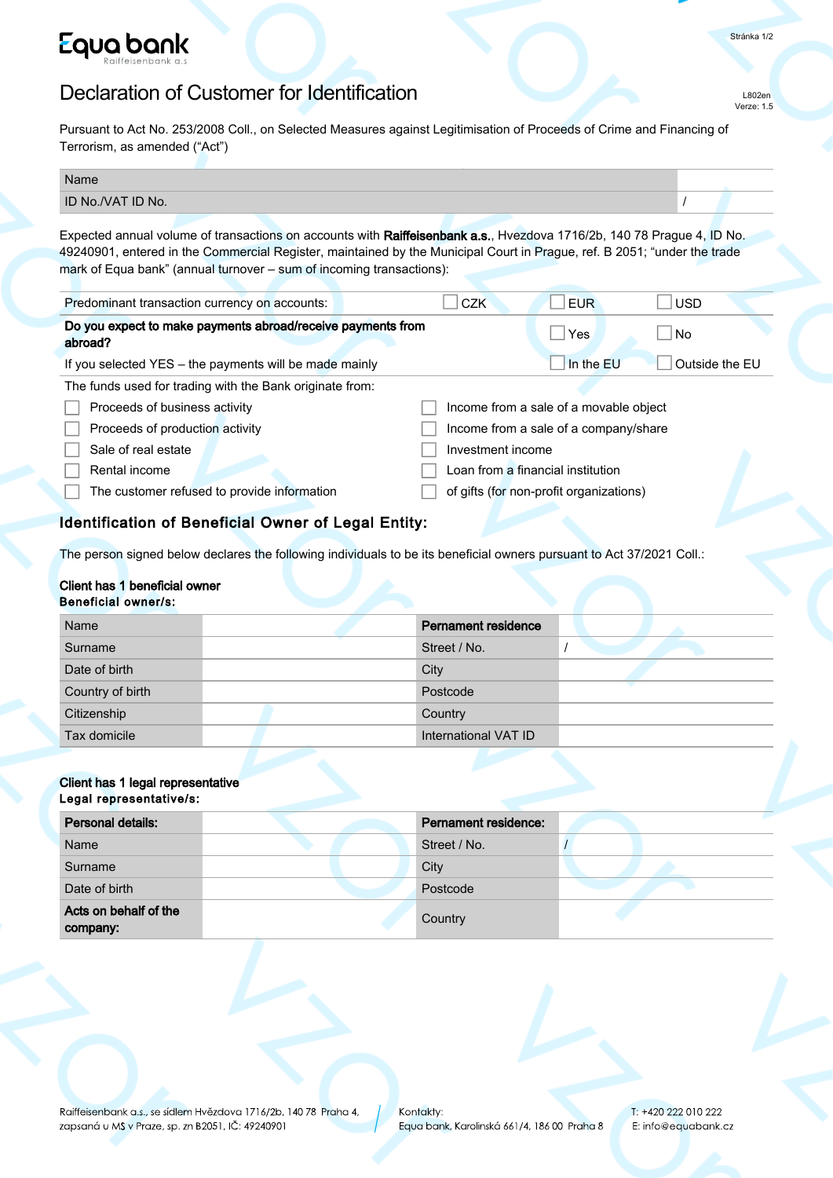Equa bank
Raiffeisenbank a.s

L802en
Verze: 1.5

# Declaration of Customer for Identification

Pursuant to Act No. 253/2008 Coll., on Selected Measures against Legitimisation of Proceeds of Crime and Financing of Terrorism, as amended ("Act")

| Name | |
|---|---|
| ID No./VAT ID No. | / |

Expected annual volume of transactions on accounts with **Raiffeisenbank a.s.**, Hvezdova 1716/2b, 140 78 Prague 4, ID No. 49240901, entered in the Commercial Register, maintained by the Municipal Court in Prague, ref. B 2051; "under the trade mark of Equa bank" (annual turnover – sum of incoming transactions):

| | | | |
|---|---|---|---|
| Predominant transaction currency on accounts: | ☐ CZK | ☐ EUR | ☐ USD |
| **Do you expect to make payments abroad/receive payments from abroad?** | | ☐ Yes | ☐ No |
| If you selected YES – the payments will be made mainly | | ☐ In the EU | ☐ Outside the EU |

The funds used for trading with the Bank originate from:

- ☐ Proceeds of business activity
- ☐ Proceeds of production activity
- ☐ Sale of real estate
- ☐ Rental income
- ☐ The customer refused to provide information
- ☐ Income from a sale of a movable object
- ☐ Income from a sale of a company/share
- ☐ Investment income
- ☐ Loan from a financial institution
- ☐ of gifts (for non-profit organizations)

## Identification of Beneficial Owner of Legal Entity:

The person signed below declares the following individuals to be its beneficial owners pursuant to Act 37/2021 Coll.:

**Client has 1 beneficial owner**
**Beneficial owner/s:**

| Name | | **Pernament residence** | |
|---|---|---|---|
| Surname | | Street / No. | / |
| Date of birth | | City | |
| Country of birth | | Postcode | |
| Citizenship | | Country | |
| Tax domicile | | International VAT ID | |

**Client has 1 legal representative**
**Legal representative/s:**

| **Personal details:** | | **Pernament residence:** | |
|---|---|---|---|
| Name | | Street / No. | / |
| Surname | | City | |
| Date of birth | | Postcode | |
| **Acts on behalf of the company:** | | Country | |

Raiffeisenbank a.s., se sídlem Hvězdova 1716/2b, 140 78 Praha 4, zapsaná u MS v Praze, sp. zn B2051, IČ: 49240901

Kontakty:
Equa bank, Karolinská 661/4, 186 00 Praha 8

T: +420 222 010 222
E: info@equabank.cz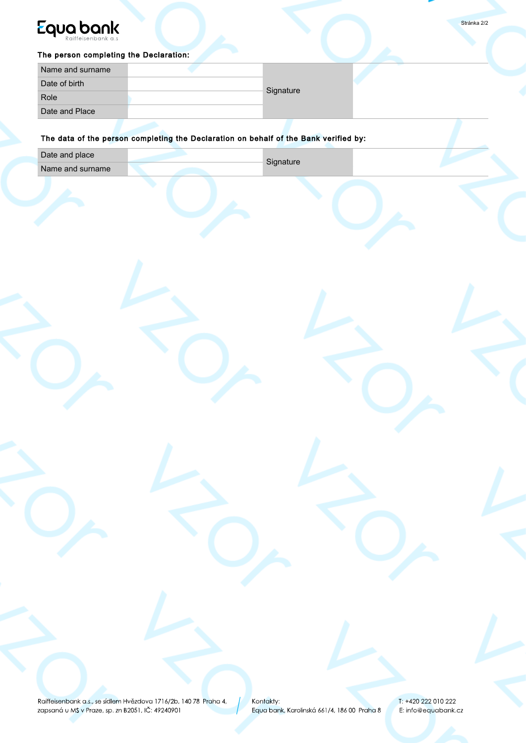**The person completing the Declaration:**

| | | | |
|---|---|---|---|
| Name and surname | | Signature | |
| Date of birth | | | |
| Role | | | |
| Date and Place | | | |

**The data of the person completing the Declaration on behalf of the Bank verified by:**

| | | | |
|---|---|---|---|
| Date and place | | Signature | |
| Name and surname | | | |

Raiffeisenbank a.s., se sídlem Hvězdova 1716/2b, 140 78 Praha 4, zapsaná u MS v Praze, sp. zn B2051, IČ: 49240901

Kontakty:
Equa bank, Karolinská 661/4, 186 00 Praha 8

T: +420 222 010 222
E: info@equabank.cz